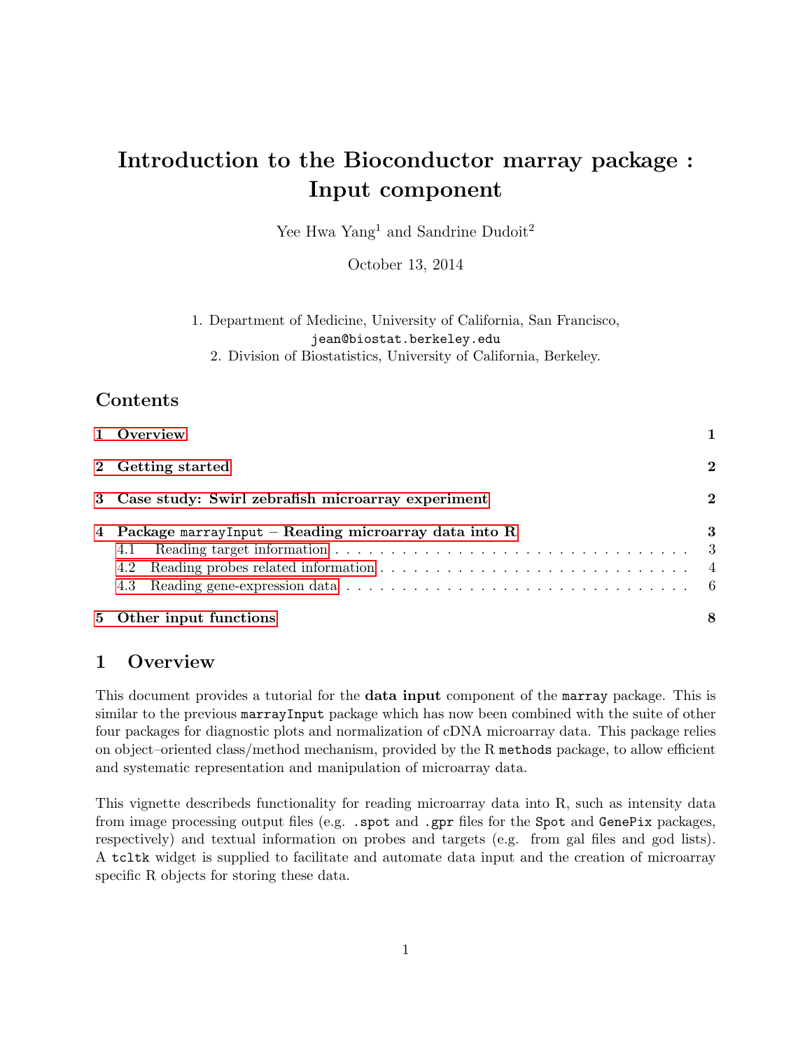# Introduction to the Bioconductor marray package : Input component

Yee Hwa Yang[1] and Sandrine Dudoit[2]

October 13, 2014

1. Department of Medicine, University of California, San Francisco, `jean@biostat.berkeley.edu`
2. Division of Biostatistics, University of California, Berkeley.

## Contents

- 1 Overview — 1
- 2 Getting started — 2
- 3 Case study: Swirl zebrafish microarray experiment — 2
- 4 Package `marrayInput` – Reading microarray data into R — 3
  - 4.1 Reading target information — 3
  - 4.2 Reading probes related information — 4
  - 4.3 Reading gene-expression data — 6
- 5 Other input functions — 8

## 1 Overview

This document provides a tutorial for the **data input** component of the `marray` package. This is similar to the previous `marrayInput` package which has now been combined with the suite of other four packages for diagnostic plots and normalization of cDNA microarray data. This package relies on object–oriented class/method mechanism, provided by the R `methods` package, to allow efficient and systematic representation and manipulation of microarray data.

This vignette describeds functionality for reading microarray data into R, such as intensity data from image processing output files (e.g. `.spot` and `.gpr` files for the `Spot` and `GenePix` packages, respectively) and textual information on probes and targets (e.g. from gal files and god lists). A `tcltk` widget is supplied to facilitate and automate data input and the creation of microarray specific R objects for storing these data.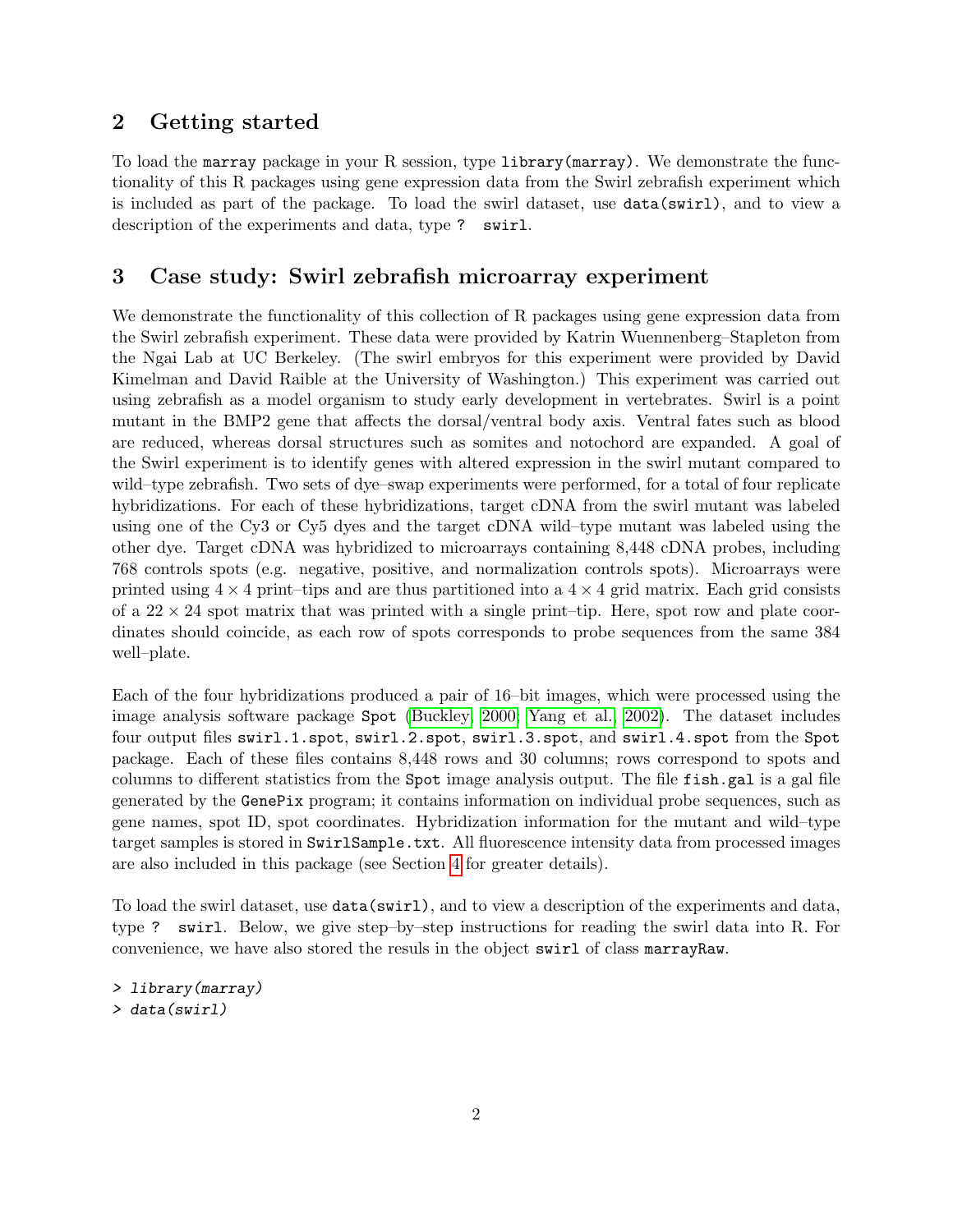## 2 Getting started

To load the `marray` package in your R session, type `library(marray)`. We demonstrate the functionality of this R packages using gene expression data from the Swirl zebrafish experiment which is included as part of the package. To load the swirl dataset, use `data(swirl)`, and to view a description of the experiments and data, type `? swirl`.

## 3 Case study: Swirl zebrafish microarray experiment

We demonstrate the functionality of this collection of R packages using gene expression data from the Swirl zebrafish experiment. These data were provided by Katrin Wuennenberg–Stapleton from the Ngai Lab at UC Berkeley. (The swirl embryos for this experiment were provided by David Kimelman and David Raible at the University of Washington.) This experiment was carried out using zebrafish as a model organism to study early development in vertebrates. Swirl is a point mutant in the BMP2 gene that affects the dorsal/ventral body axis. Ventral fates such as blood are reduced, whereas dorsal structures such as somites and notochord are expanded. A goal of the Swirl experiment is to identify genes with altered expression in the swirl mutant compared to wild–type zebrafish. Two sets of dye–swap experiments were performed, for a total of four replicate hybridizations. For each of these hybridizations, target cDNA from the swirl mutant was labeled using one of the Cy3 or Cy5 dyes and the target cDNA wild–type mutant was labeled using the other dye. Target cDNA was hybridized to microarrays containing 8,448 cDNA probes, including 768 controls spots (e.g. negative, positive, and normalization controls spots). Microarrays were printed using $4 \times 4$ print–tips and are thus partitioned into a $4 \times 4$ grid matrix. Each grid consists of a $22 \times 24$ spot matrix that was printed with a single print–tip. Here, spot row and plate coordinates should coincide, as each row of spots corresponds to probe sequences from the same 384 well–plate.

Each of the four hybridizations produced a pair of 16–bit images, which were processed using the image analysis software package `Spot` (Buckley, 2000; Yang et al., 2002). The dataset includes four output files `swirl.1.spot`, `swirl.2.spot`, `swirl.3.spot`, and `swirl.4.spot` from the `Spot` package. Each of these files contains 8,448 rows and 30 columns; rows correspond to spots and columns to different statistics from the `Spot` image analysis output. The file `fish.gal` is a gal file generated by the `GenePix` program; it contains information on individual probe sequences, such as gene names, spot ID, spot coordinates. Hybridization information for the mutant and wild–type target samples is stored in `SwirlSample.txt`. All fluorescence intensity data from processed images are also included in this package (see Section 4 for greater details).

To load the swirl dataset, use `data(swirl)`, and to view a description of the experiments and data, type `? swirl`. Below, we give step–by–step instructions for reading the swirl data into R. For convenience, we have also stored the resuls in the object `swirl` of class `marrayRaw`.

```
> library(marray)
> data(swirl)
```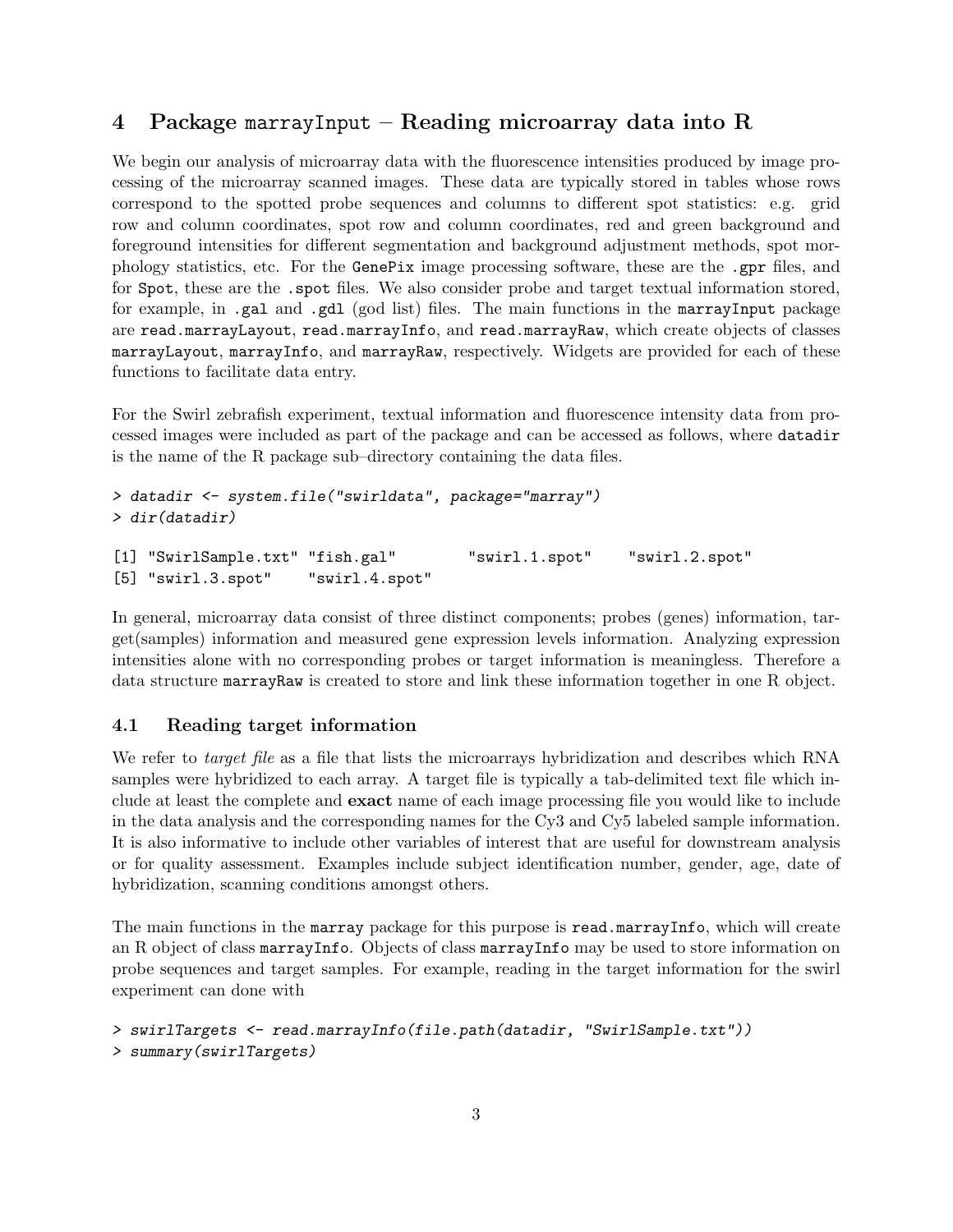## 4 Package `marrayInput` – Reading microarray data into R

We begin our analysis of microarray data with the fluorescence intensities produced by image processing of the microarray scanned images. These data are typically stored in tables whose rows correspond to the spotted probe sequences and columns to different spot statistics: e.g. grid row and column coordinates, spot row and column coordinates, red and green background and foreground intensities for different segmentation and background adjustment methods, spot morphology statistics, etc. For the `GenePix` image processing software, these are the `.gpr` files, and for `Spot`, these are the `.spot` files. We also consider probe and target textual information stored, for example, in `.gal` and `.gdl` (god list) files. The main functions in the `marrayInput` package are `read.marrayLayout`, `read.marrayInfo`, and `read.marrayRaw`, which create objects of classes `marrayLayout`, `marrayInfo`, and `marrayRaw`, respectively. Widgets are provided for each of these functions to facilitate data entry.

For the Swirl zebrafish experiment, textual information and fluorescence intensity data from processed images were included as part of the package and can be accessed as follows, where `datadir` is the name of the R package sub–directory containing the data files.

```
> datadir <- system.file("swirldata", package="marray")
> dir(datadir)

[1] "SwirlSample.txt" "fish.gal"        "swirl.1.spot"    "swirl.2.spot"
[5] "swirl.3.spot"    "swirl.4.spot"
```

In general, microarray data consist of three distinct components; probes (genes) information, target(samples) information and measured gene expression levels information. Analyzing expression intensities alone with no corresponding probes or target information is meaningless. Therefore a data structure `marrayRaw` is created to store and link these information together in one R object.

### 4.1 Reading target information

We refer to *target file* as a file that lists the microarrays hybridization and describes which RNA samples were hybridized to each array. A target file is typically a tab-delimited text file which include at least the complete and **exact** name of each image processing file you would like to include in the data analysis and the corresponding names for the Cy3 and Cy5 labeled sample information. It is also informative to include other variables of interest that are useful for downstream analysis or for quality assessment. Examples include subject identification number, gender, age, date of hybridization, scanning conditions amongst others.

The main functions in the `marray` package for this purpose is `read.marrayInfo`, which will create an R object of class `marrayInfo`. Objects of class `marrayInfo` may be used to store information on probe sequences and target samples. For example, reading in the target information for the swirl experiment can done with

```
> swirlTargets <- read.marrayInfo(file.path(datadir, "SwirlSample.txt"))
> summary(swirlTargets)
```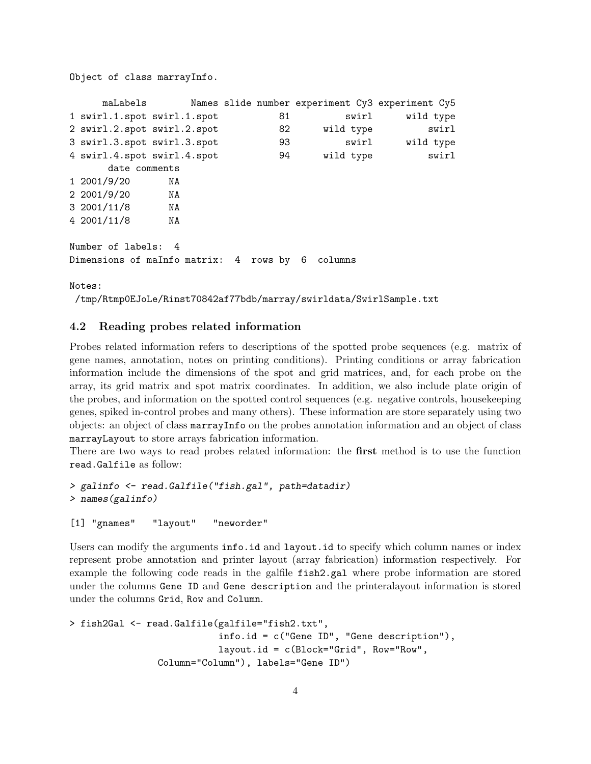```
Object of class marrayInfo.

      maLabels        Names slide number experiment Cy3 experiment Cy5
1 swirl.1.spot swirl.1.spot           81          swirl      wild type
2 swirl.2.spot swirl.2.spot           82      wild type          swirl
3 swirl.3.spot swirl.3.spot           93          swirl      wild type
4 swirl.4.spot swirl.4.spot           94      wild type          swirl
       date comments
1 2001/9/20       NA
2 2001/9/20       NA
3 2001/11/8       NA
4 2001/11/8       NA

Number of labels:  4
Dimensions of maInfo matrix:  4  rows by  6  columns

Notes:
 /tmp/Rtmp0EJoLe/Rinst70842af77bdb/marray/swirldata/SwirlSample.txt
```

### 4.2 Reading probes related information

Probes related information refers to descriptions of the spotted probe sequences (e.g. matrix of gene names, annotation, notes on printing conditions). Printing conditions or array fabrication information include the dimensions of the spot and grid matrices, and, for each probe on the array, its grid matrix and spot matrix coordinates. In addition, we also include plate origin of the probes, and information on the spotted control sequences (e.g. negative controls, housekeeping genes, spiked in-control probes and many others). These information are store separately using two objects: an object of class `marrayInfo` on the probes annotation information and an object of class `marrayLayout` to store arrays fabrication information.

There are two ways to read probes related information: the **first** method is to use the function `read.Galfile` as follow:

```
> galinfo <- read.Galfile("fish.gal", path=datadir)
> names(galinfo)

[1] "gnames"   "layout"   "neworder"
```

Users can modify the arguments `info.id` and `layout.id` to specify which column names or index represent probe annotation and printer layout (array fabrication) information respectively. For example the following code reads in the galfile `fish2.gal` where probe information are stored under the columns `Gene ID` and `Gene description` and the printeralayout information is stored under the columns `Grid`, `Row` and `Column`.

```
> fish2Gal <- read.Galfile(galfile="fish2.txt",
                           info.id = c("Gene ID", "Gene description"),
                           layout.id = c(Block="Grid", Row="Row",
               Column="Column"), labels="Gene ID")
```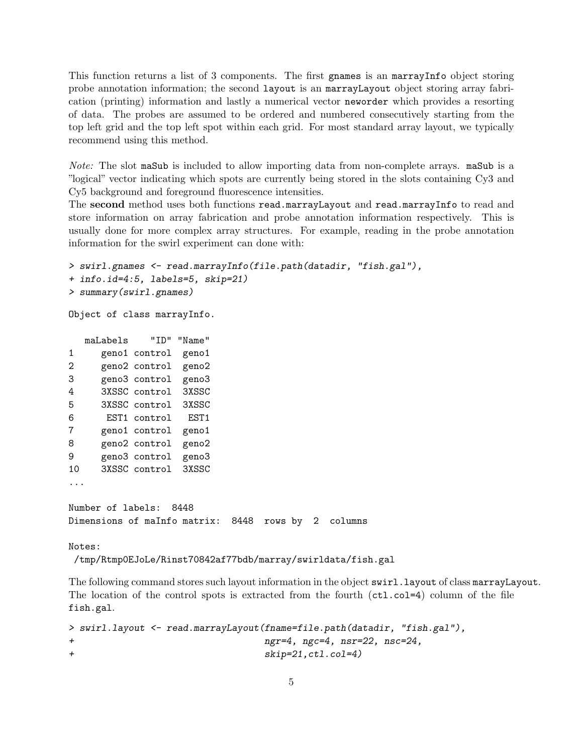This function returns a list of 3 components. The first `gnames` is an `marrayInfo` object storing probe annotation information; the second `layout` is an `marrayLayout` object storing array fabrication (printing) information and lastly a numerical vector `neworder` which provides a resorting of data. The probes are assumed to be ordered and numbered consecutively starting from the top left grid and the top left spot within each grid. For most standard array layout, we typically recommend using this method.

*Note:* The slot `maSub` is included to allow importing data from non-complete arrays. `maSub` is a "logical" vector indicating which spots are currently being stored in the slots containing Cy3 and Cy5 background and foreground fluorescence intensities.

The **second** method uses both functions `read.marrayLayout` and `read.marrayInfo` to read and store information on array fabrication and probe annotation information respectively. This is usually done for more complex array structures. For example, reading in the probe annotation information for the swirl experiment can done with:

```
> swirl.gnames <- read.marrayInfo(file.path(datadir, "fish.gal"),
+ info.id=4:5, labels=5, skip=21)
> summary(swirl.gnames)

Object of class marrayInfo.

   maLabels    "ID" "Name"
1     geno1 control  geno1
2     geno2 control  geno2
3     geno3 control  geno3
4     3XSSC control  3XSSC
5     3XSSC control  3XSSC
6      EST1 control   EST1
7     geno1 control  geno1
8     geno2 control  geno2
9     geno3 control  geno3
10    3XSSC control  3XSSC
...

Number of labels:  8448
Dimensions of maInfo matrix:  8448  rows by  2  columns

Notes:
 /tmp/Rtmp0EJoLe/Rinst70842af77bdb/marray/swirldata/fish.gal
```

The following command stores such layout information in the object `swirl.layout` of class `marrayLayout`. The location of the control spots is extracted from the fourth (`ctl.col=4`) column of the file `fish.gal`.

```
> swirl.layout <- read.marrayLayout(fname=file.path(datadir, "fish.gal"),
+                                   ngr=4, ngc=4, nsr=22, nsc=24,
+                                   skip=21,ctl.col=4)
```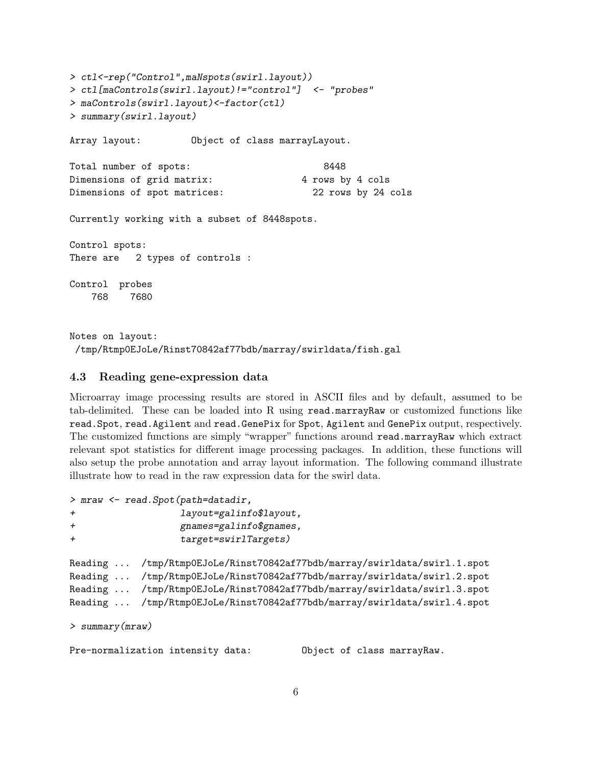```
> ctl<-rep("Control",maNspots(swirl.layout))
> ctl[maControls(swirl.layout)!="control"]  <- "probes"
> maControls(swirl.layout)<-factor(ctl)
> summary(swirl.layout)

Array layout:         Object of class marrayLayout.

Total number of spots:                        8448
Dimensions of grid matrix:                4 rows by 4 cols
Dimensions of spot matrices:                22 rows by 24 cols

Currently working with a subset of 8448spots.

Control spots:
There are   2 types of controls :

Control  probes
    768    7680


Notes on layout:
 /tmp/Rtmp0EJoLe/Rinst70842af77bdb/marray/swirldata/fish.gal
```

### 4.3 Reading gene-expression data

Microarray image processing results are stored in ASCII files and by default, assumed to be tab-delimited. These can be loaded into R using `read.marrayRaw` or customized functions like `read.Spot`, `read.Agilent` and `read.GenePix` for `Spot`, `Agilent` and `GenePix` output, respectively. The customized functions are simply "wrapper" functions around `read.marrayRaw` which extract relevant spot statistics for different image processing packages. In addition, these functions will also setup the probe annotation and array layout information. The following command illustrate illustrate how to read in the raw expression data for the swirl data.

```
> mraw <- read.Spot(path=datadir,
+                   layout=galinfo$layout,
+                   gnames=galinfo$gnames,
+                   target=swirlTargets)

Reading ...  /tmp/Rtmp0EJoLe/Rinst70842af77bdb/marray/swirldata/swirl.1.spot
Reading ...  /tmp/Rtmp0EJoLe/Rinst70842af77bdb/marray/swirldata/swirl.2.spot
Reading ...  /tmp/Rtmp0EJoLe/Rinst70842af77bdb/marray/swirldata/swirl.3.spot
Reading ...  /tmp/Rtmp0EJoLe/Rinst70842af77bdb/marray/swirldata/swirl.4.spot

> summary(mraw)

Pre-normalization intensity data:         Object of class marrayRaw.
```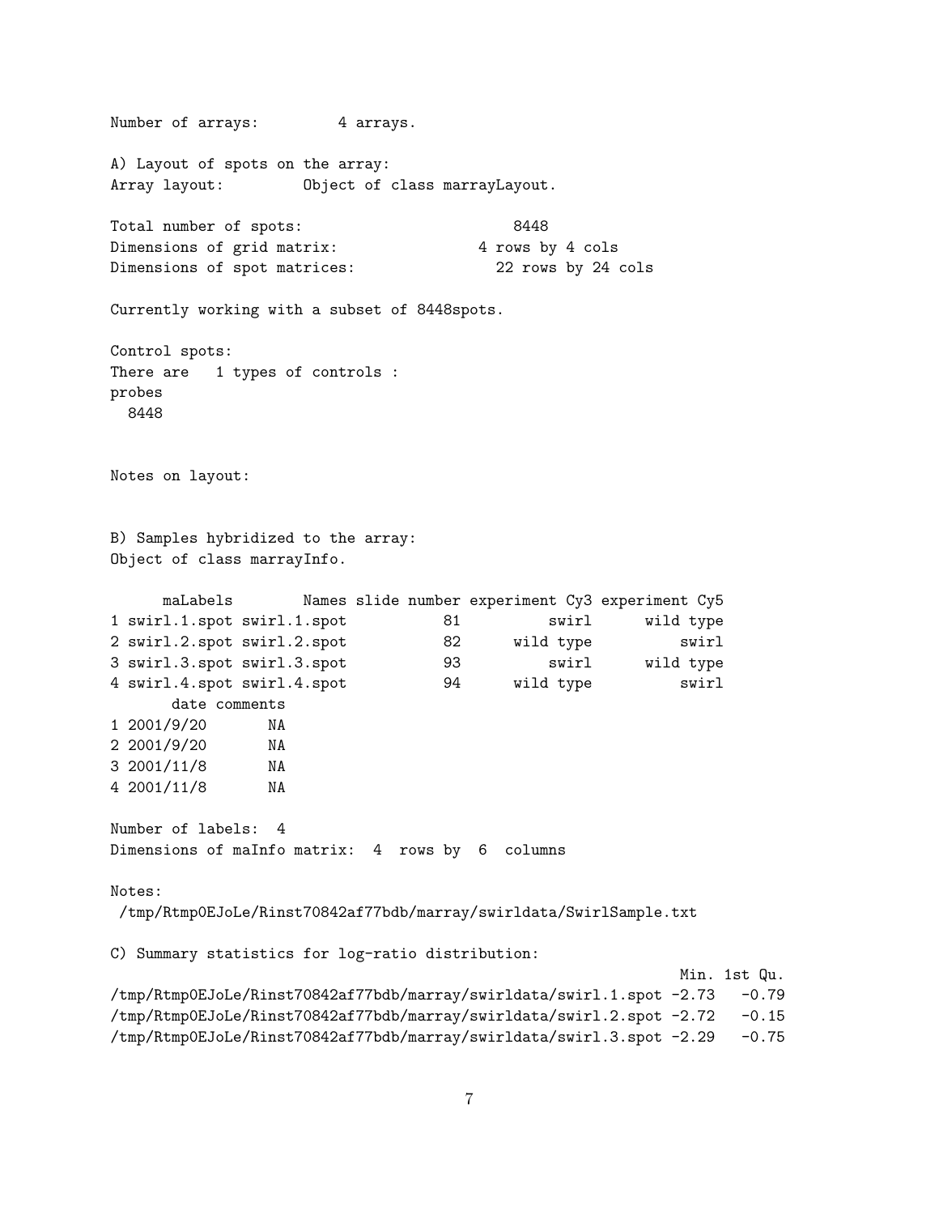```
Number of arrays:        4 arrays.

A) Layout of spots on the array:
Array layout:        Object of class marrayLayout.

Total number of spots:                     8448
Dimensions of grid matrix:              4 rows by 4 cols
Dimensions of spot matrices:              22 rows by 24 cols

Currently working with a subset of 8448spots.

Control spots:
There are   1 types of controls :
probes
  8448


Notes on layout:


B) Samples hybridized to the array:
Object of class marrayInfo.

      maLabels        Names slide number experiment Cy3 experiment Cy5
1 swirl.1.spot swirl.1.spot           81          swirl      wild type
2 swirl.2.spot swirl.2.spot           82      wild type          swirl
3 swirl.3.spot swirl.3.spot           93          swirl      wild type
4 swirl.4.spot swirl.4.spot           94      wild type          swirl
       date comments
1 2001/9/20       NA
2 2001/9/20       NA
3 2001/11/8       NA
4 2001/11/8       NA

Number of labels:  4
Dimensions of maInfo matrix:  4  rows by  6  columns

Notes:
 /tmp/Rtmp0EJoLe/Rinst70842af77bdb/marray/swirldata/SwirlSample.txt

C) Summary statistics for log-ratio distribution:
                                                               Min. 1st Qu.
/tmp/Rtmp0EJoLe/Rinst70842af77bdb/marray/swirldata/swirl.1.spot -2.73   -0.79
/tmp/Rtmp0EJoLe/Rinst70842af77bdb/marray/swirldata/swirl.2.spot -2.72   -0.15
/tmp/Rtmp0EJoLe/Rinst70842af77bdb/marray/swirldata/swirl.3.spot -2.29   -0.75
```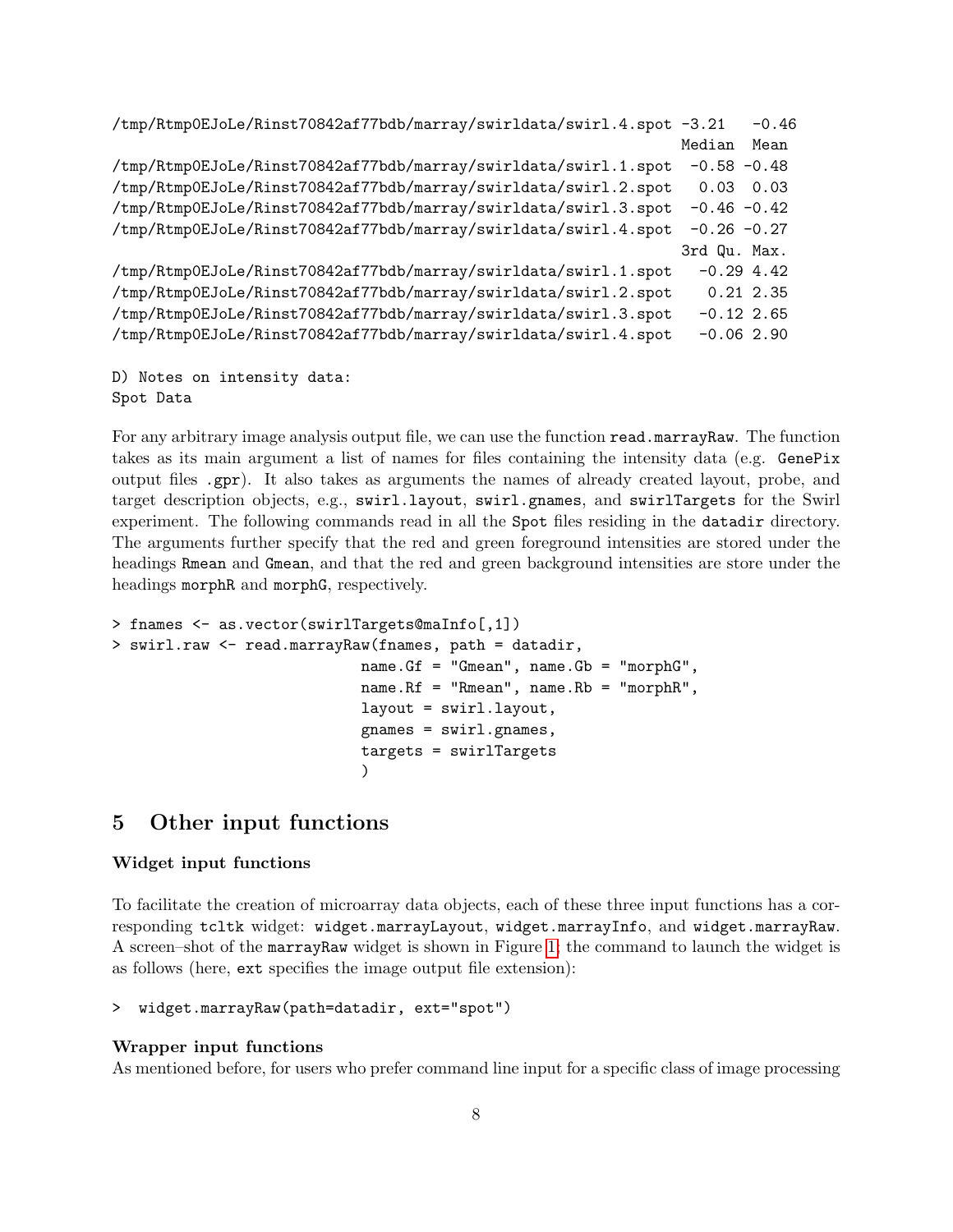```
/tmp/Rtmp0EJoLe/Rinst70842af77bdb/marray/swirldata/swirl.4.spot -3.21   -0.46
                                                                Median  Mean
/tmp/Rtmp0EJoLe/Rinst70842af77bdb/marray/swirldata/swirl.1.spot  -0.58 -0.48
/tmp/Rtmp0EJoLe/Rinst70842af77bdb/marray/swirldata/swirl.2.spot   0.03  0.03
/tmp/Rtmp0EJoLe/Rinst70842af77bdb/marray/swirldata/swirl.3.spot  -0.46 -0.42
/tmp/Rtmp0EJoLe/Rinst70842af77bdb/marray/swirldata/swirl.4.spot  -0.26 -0.27
                                                                3rd Qu. Max.
/tmp/Rtmp0EJoLe/Rinst70842af77bdb/marray/swirldata/swirl.1.spot   -0.29 4.42
/tmp/Rtmp0EJoLe/Rinst70842af77bdb/marray/swirldata/swirl.2.spot    0.21 2.35
/tmp/Rtmp0EJoLe/Rinst70842af77bdb/marray/swirldata/swirl.3.spot   -0.12 2.65
/tmp/Rtmp0EJoLe/Rinst70842af77bdb/marray/swirldata/swirl.4.spot   -0.06 2.90
```

```
D) Notes on intensity data:
Spot Data
```

For any arbitrary image analysis output file, we can use the function `read.marrayRaw`. The function takes as its main argument a list of names for files containing the intensity data (e.g. `GenePix` output files `.gpr`). It also takes as arguments the names of already created layout, probe, and target description objects, e.g., `swirl.layout`, `swirl.gnames`, and `swirlTargets` for the Swirl experiment. The following commands read in all the `Spot` files residing in the `datadir` directory. The arguments further specify that the red and green foreground intensities are stored under the headings `Rmean` and `Gmean`, and that the red and green background intensities are store under the headings `morphR` and `morphG`, respectively.

```
> fnames <- as.vector(swirlTargets@maInfo[,1])
> swirl.raw <- read.marrayRaw(fnames, path = datadir,
                            name.Gf = "Gmean", name.Gb = "morphG",
                            name.Rf = "Rmean", name.Rb = "morphR",
                            layout = swirl.layout,
                            gnames = swirl.gnames,
                            targets = swirlTargets
                            )
```

# 5 Other input functions

### Widget input functions

To facilitate the creation of microarray data objects, each of these three input functions has a corresponding `tcltk` widget: `widget.marrayLayout`, `widget.marrayInfo`, and `widget.marrayRaw`. A screen–shot of the `marrayRaw` widget is shown in Figure 1; the command to launch the widget is as follows (here, `ext` specifies the image output file extension):

```
>  widget.marrayRaw(path=datadir, ext="spot")
```

### Wrapper input functions

As mentioned before, for users who prefer command line input for a specific class of image processing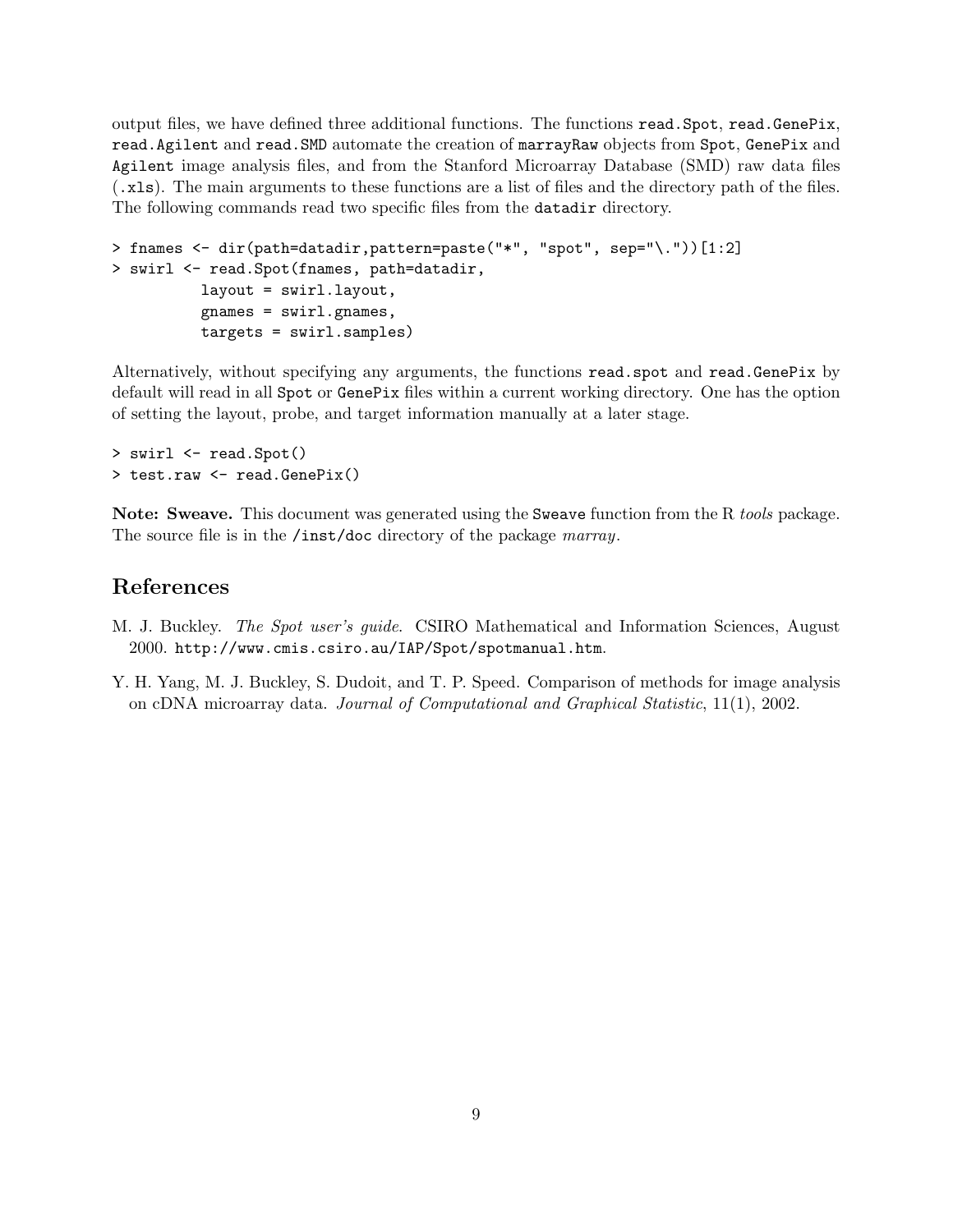output files, we have defined three additional functions. The functions `read.Spot`, `read.GenePix`, `read.Agilent` and `read.SMD` automate the creation of `marrayRaw` objects from `Spot`, `GenePix` and `Agilent` image analysis files, and from the Stanford Microarray Database (SMD) raw data files (`.xls`). The main arguments to these functions are a list of files and the directory path of the files. The following commands read two specific files from the `datadir` directory.

```
> fnames <- dir(path=datadir,pattern=paste("*", "spot", sep="\."))[1:2]
> swirl <- read.Spot(fnames, path=datadir,
          layout = swirl.layout,
          gnames = swirl.gnames,
          targets = swirl.samples)
```

Alternatively, without specifying any arguments, the functions `read.spot` and `read.GenePix` by default will read in all `Spot` or `GenePix` files within a current working directory. One has the option of setting the layout, probe, and target information manually at a later stage.

```
> swirl <- read.Spot()
> test.raw <- read.GenePix()
```

**Note: Sweave.** This document was generated using the `Sweave` function from the R *tools* package. The source file is in the `/inst/doc` directory of the package *marray*.

## References

M. J. Buckley. *The Spot user's guide*. CSIRO Mathematical and Information Sciences, August 2000. `http://www.cmis.csiro.au/IAP/Spot/spotmanual.htm`.

Y. H. Yang, M. J. Buckley, S. Dudoit, and T. P. Speed. Comparison of methods for image analysis on cDNA microarray data. *Journal of Computational and Graphical Statistic*, 11(1), 2002.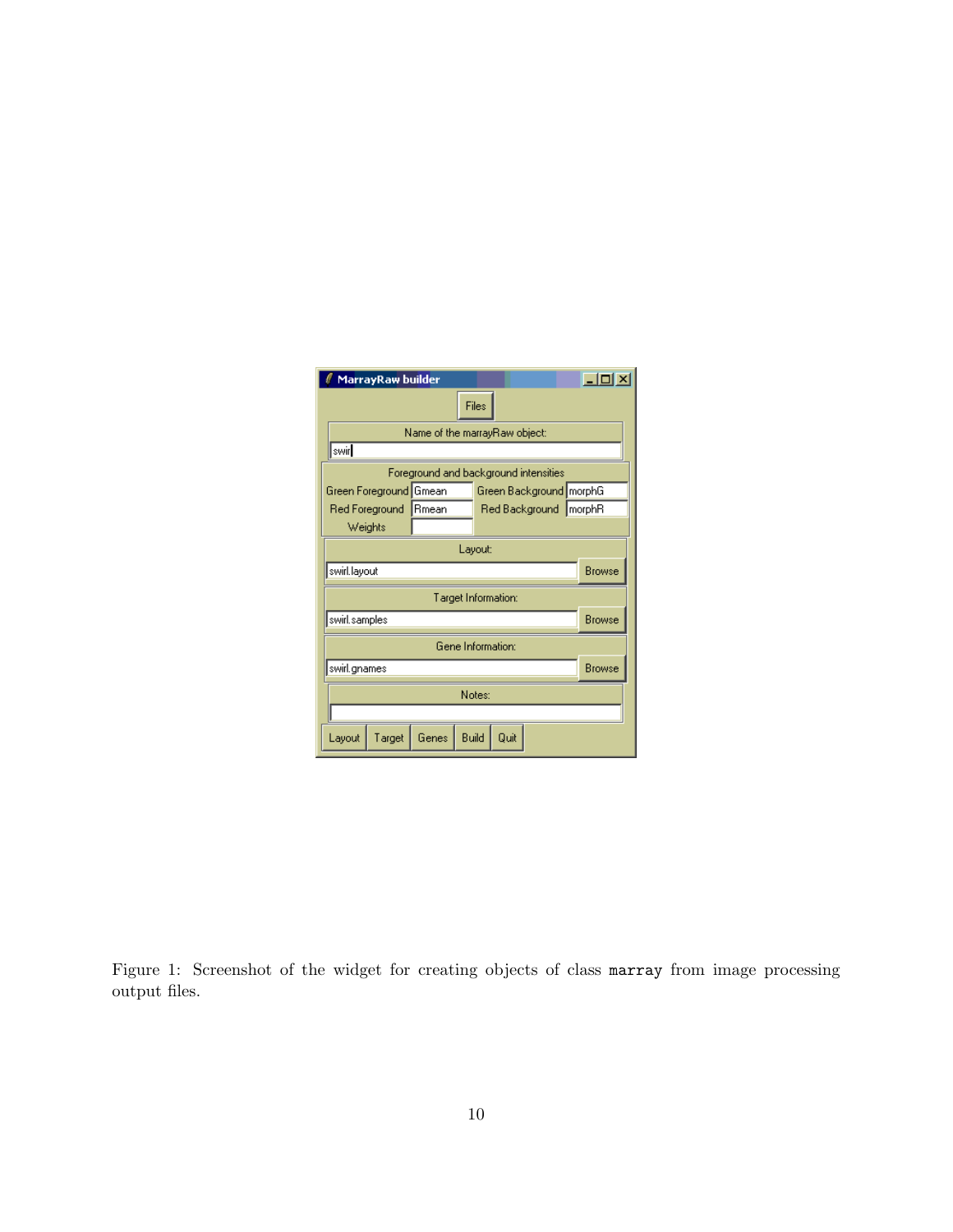Figure 1: Screenshot of the widget for creating objects of class `marray` from image processing output files.